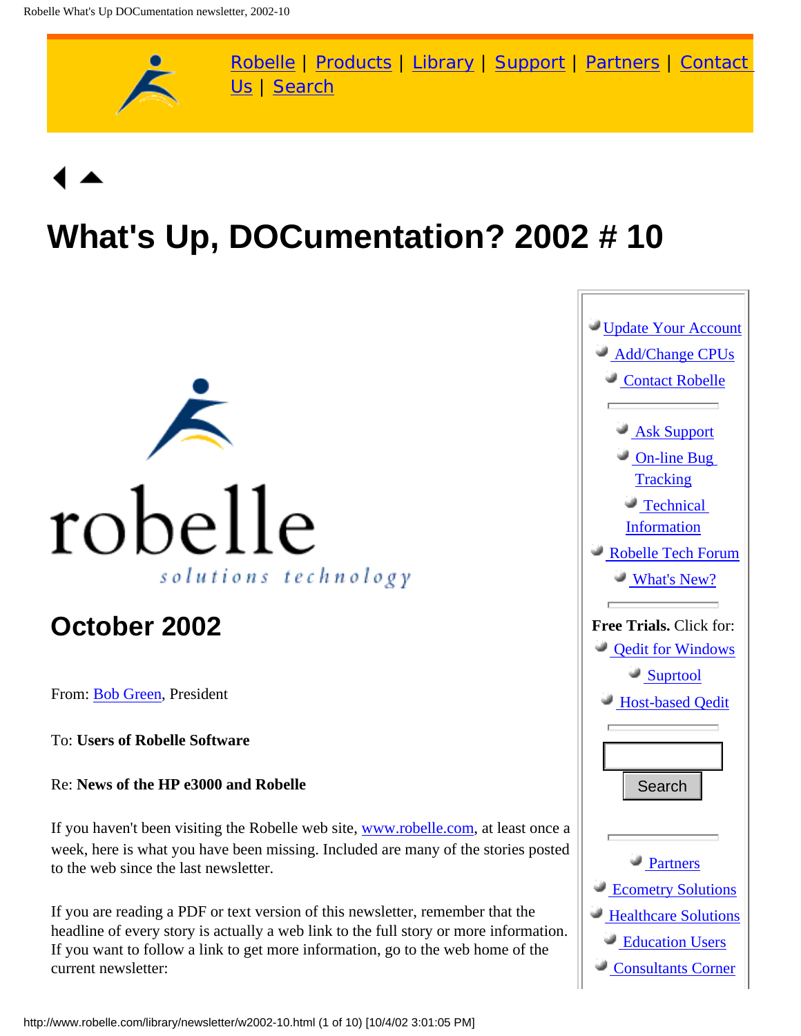Robelle | Products | Library | Support | Partners | Contact Us | Search

# What's Up, DOCumentation? 2002 # 10

robelle

*solutions technology*

## October 2002

From: Bob Green, President

To: **Users of Robelle Software**

Re: **News of the HP e3000 and Robelle**

If you haven't been visiting the Robelle web site, www.robelle.com, at least once a week, here is what you have been missing. Included are many of the stories posted to the web since the last newsletter.

If you are reading a PDF or text version of this newsletter, remember that the headline of every story is actually a web link to the full story or more information. If you want to follow a link to get more information, go to the web home of the current newsletter:

- Update Your Account
- Add/Change CPUs
- Contact Robelle

---

- Ask Support
- On-line Bug Tracking
- Technical Information
- Robelle Tech Forum
- What's New?

---

**Free Trials.** Click for:

- Qedit for Windows
- Suprtool
- Host-based Qedit

---

Search

---

- Partners
- Ecometry Solutions
- Healthcare Solutions
- Education Users
- Consultants Corner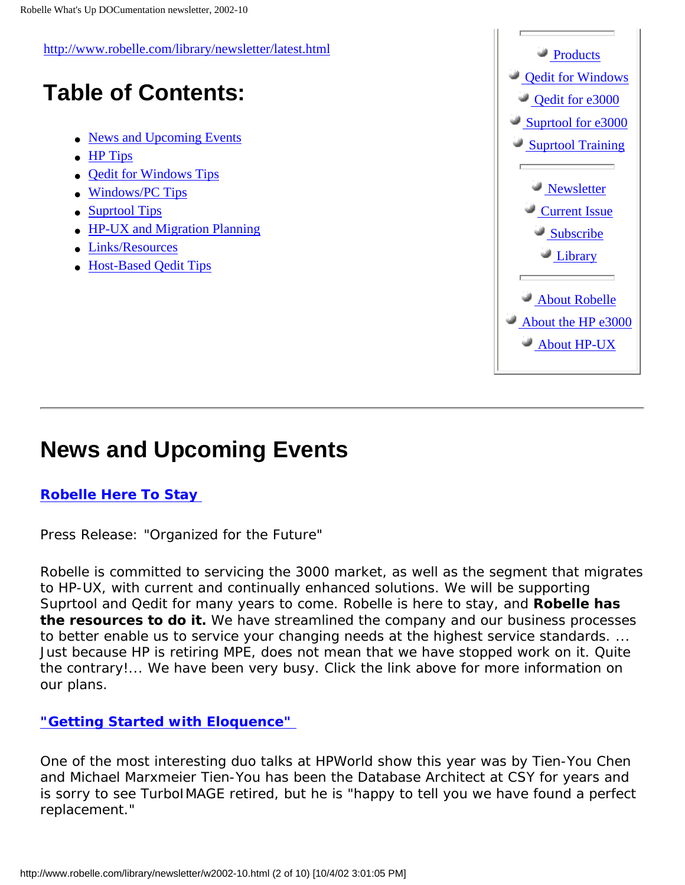http://www.robelle.com/library/newsletter/latest.html

# Table of Contents:

- News and Upcoming Events
- HP Tips
- Qedit for Windows Tips
- Windows/PC Tips
- Suprtool Tips
- HP-UX and Migration Planning
- Links/Resources
- Host-Based Qedit Tips

- Products
- Qedit for Windows
- Qedit for e3000
- Suprtool for e3000
- Suprtool Training

- Newsletter
- Current Issue
- Subscribe
- Library

- About Robelle
- About the HP e3000
- About HP-UX

---

# News and Upcoming Events

**Robelle Here To Stay**

Press Release: "Organized for the Future"

Robelle is committed to servicing the 3000 market, as well as the segment that migrates to HP-UX, with current and continually enhanced solutions. We will be supporting Suprtool and Qedit for many years to come. Robelle is here to stay, and **Robelle has the resources to do it.** We have streamlined the company and our business processes to better enable us to service your changing needs at the highest service standards. ... Just because HP is retiring MPE, does not mean that we have stopped work on it. Quite the contrary!... We have been very busy. Click the link above for more information on our plans.

**"Getting Started with Eloquence"**

One of the most interesting duo talks at HPWorld show this year was by Tien-You Chen and Michael Marxmeier Tien-You has been the Database Architect at CSY for years and is sorry to see TurboIMAGE retired, but he is "happy to tell you we have found a perfect replacement."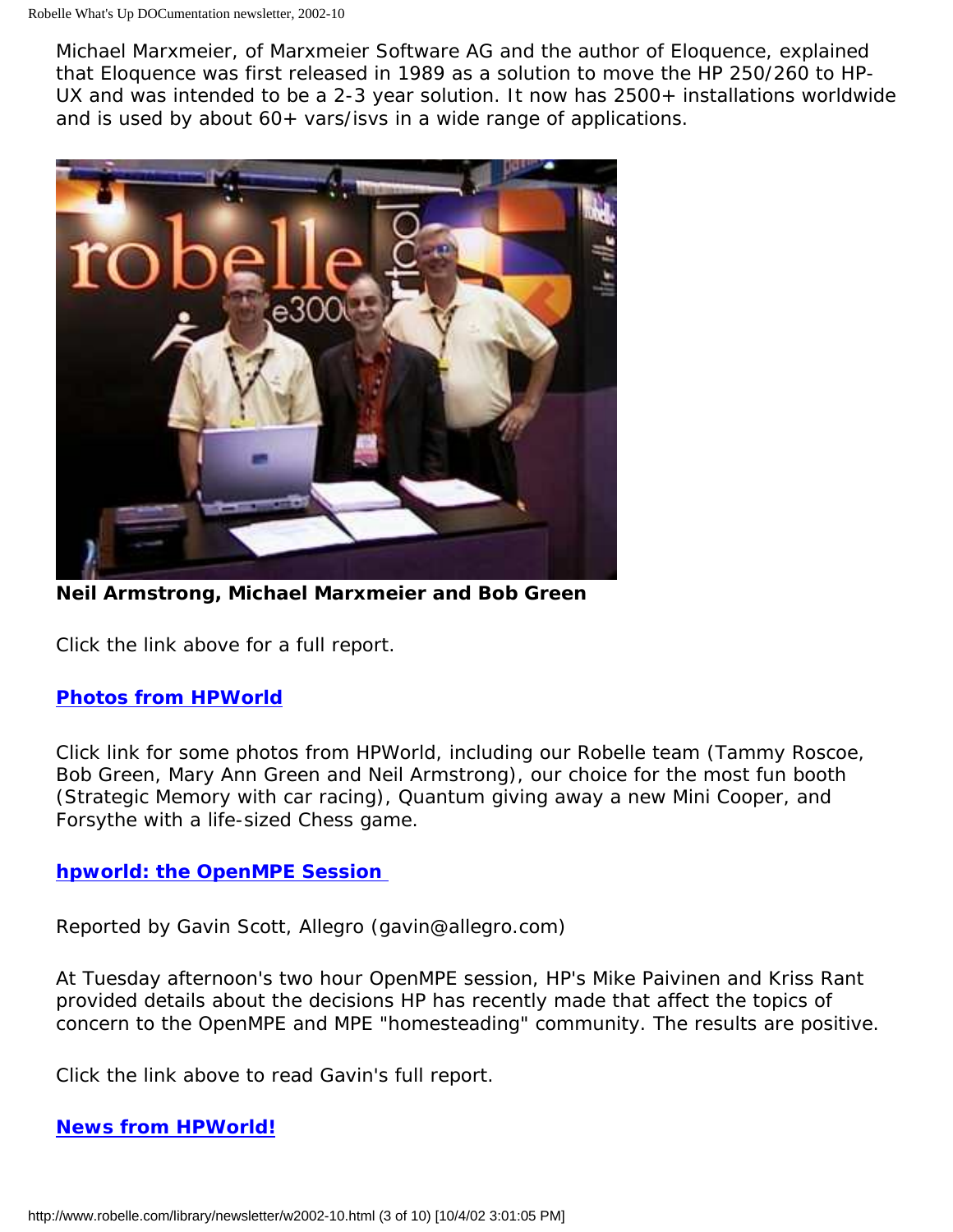Michael Marxmeier, of Marxmeier Software AG and the author of Eloquence, explained that Eloquence was first released in 1989 as a solution to move the HP 250/260 to HP-UX and was intended to be a 2-3 year solution. It now has 2500+ installations worldwide and is used by about 60+ vars/isvs in a wide range of applications.

**Neil Armstrong, Michael Marxmeier and Bob Green**

Click the link above for a full report.

### **Photos from HPWorld**

Click link for some photos from HPWorld, including our Robelle team (Tammy Roscoe, Bob Green, Mary Ann Green and Neil Armstrong), our choice for the most fun booth (Strategic Memory with car racing), Quantum giving away a new Mini Cooper, and Forsythe with a life-sized Chess game.

### **hpworld: the OpenMPE Session**

Reported by Gavin Scott, Allegro (gavin@allegro.com)

At Tuesday afternoon's two hour OpenMPE session, HP's Mike Paivinen and Kriss Rant provided details about the decisions HP has recently made that affect the topics of concern to the OpenMPE and MPE "homesteading" community. The results are positive.

Click the link above to read Gavin's full report.

### **News from HPWorld!**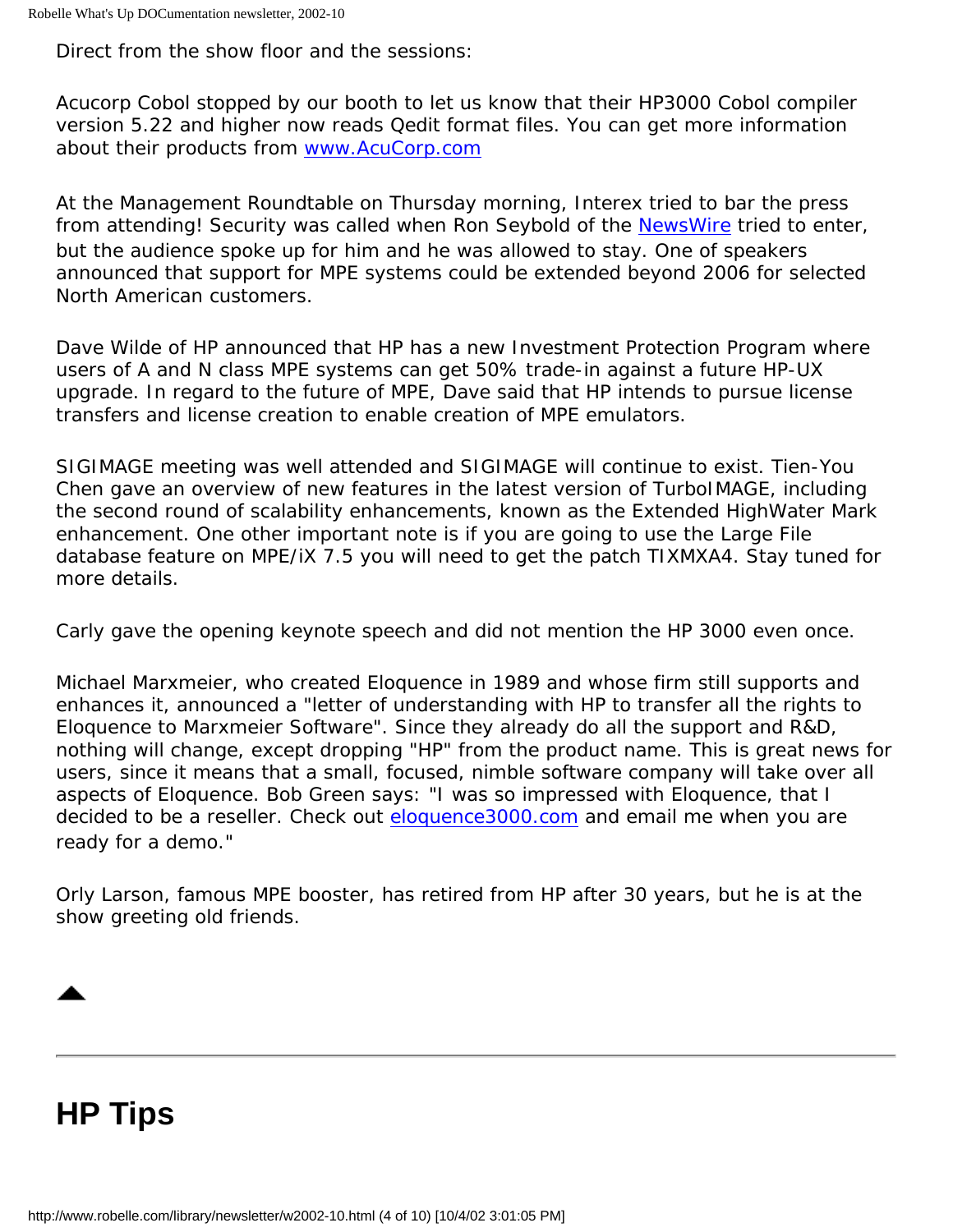Direct from the show floor and the sessions:

Acucorp Cobol stopped by our booth to let us know that their HP3000 Cobol compiler version 5.22 and higher now reads Qedit format files. You can get more information about their products from [www.AcuCorp.com](http://www.AcuCorp.com)

At the Management Roundtable on Thursday morning, Interex tried to bar the press from attending! Security was called when Ron Seybold of the [NewsWire](#) tried to enter, but the audience spoke up for him and he was allowed to stay. One of speakers announced that support for MPE systems could be extended beyond 2006 for selected North American customers.

Dave Wilde of HP announced that HP has a new Investment Protection Program where users of A and N class MPE systems can get 50% trade-in against a future HP-UX upgrade. In regard to the future of MPE, Dave said that HP intends to pursue license transfers and license creation to enable creation of MPE emulators.

SIGIMAGE meeting was well attended and SIGIMAGE will continue to exist. Tien-You Chen gave an overview of new features in the latest version of TurboIMAGE, including the second round of scalability enhancements, known as the Extended HighWater Mark enhancement. One other important note is if you are going to use the Large File database feature on MPE/iX 7.5 you will need to get the patch TIXMXA4. Stay tuned for more details.

Carly gave the opening keynote speech and did not mention the HP 3000 even once.

Michael Marxmeier, who created Eloquence in 1989 and whose firm still supports and enhances it, announced a "letter of understanding with HP to transfer all the rights to Eloquence to Marxmeier Software". Since they already do all the support and R&D, nothing will change, except dropping "HP" from the product name. This is great news for users, since it means that a small, focused, nimble software company will take over all aspects of Eloquence. Bob Green says: "I was so impressed with Eloquence, that I decided to be a reseller. Check out [eloquence3000.com](http://eloquence3000.com) and email me when you are ready for a demo."

Orly Larson, famous MPE booster, has retired from HP after 30 years, but he is at the show greeting old friends.

---

# HP Tips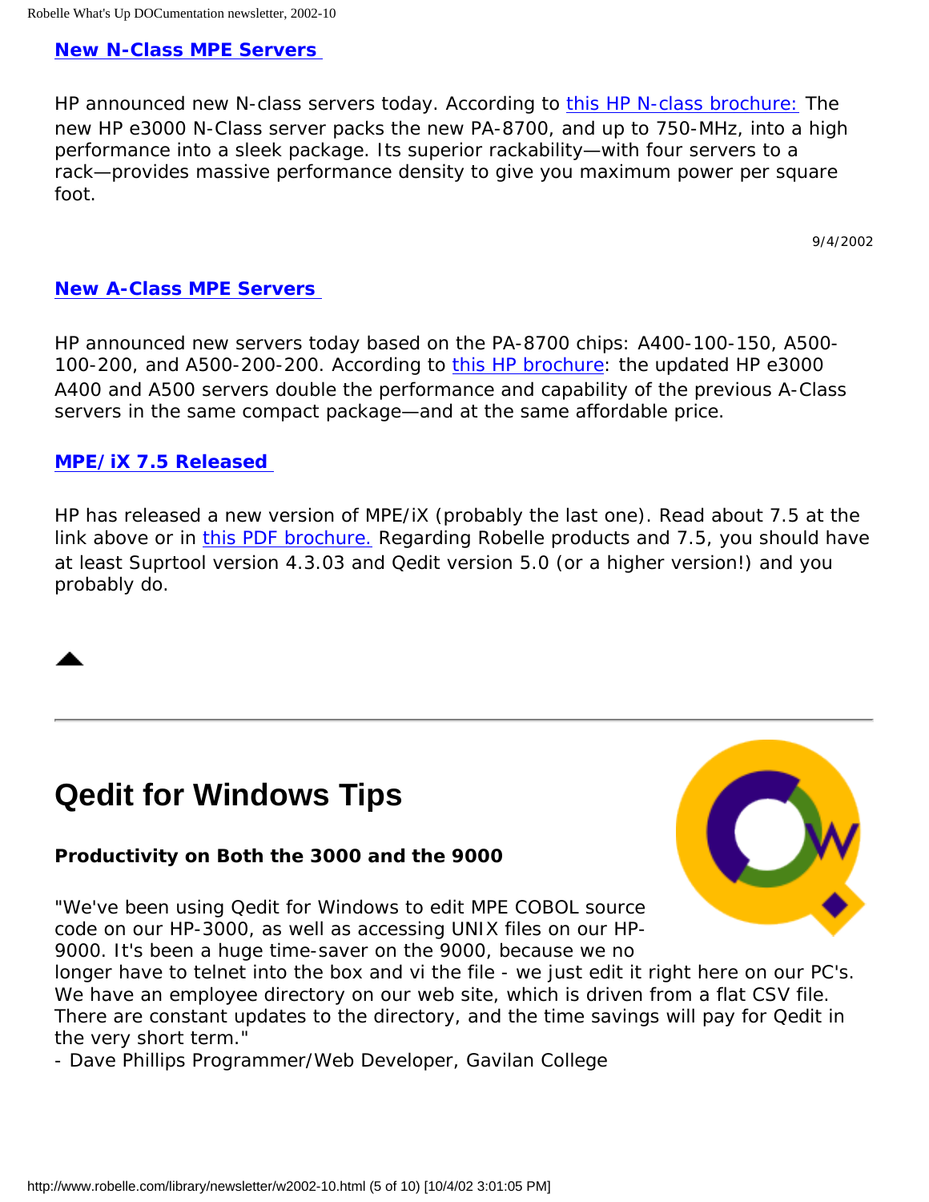### New N-Class MPE Servers

HP announced new N-class servers today. According to this HP N-class brochure: The new HP e3000 N-Class server packs the new PA-8700, and up to 750-MHz, into a high performance into a sleek package. Its superior rackability—with four servers to a rack—provides massive performance density to give you maximum power per square foot.

9/4/2002

### New A-Class MPE Servers

HP announced new servers today based on the PA-8700 chips: A400-100-150, A500-100-200, and A500-200-200. According to this HP brochure: the updated HP e3000 A400 and A500 servers double the performance and capability of the previous A-Class servers in the same compact package—and at the same affordable price.

### MPE/iX 7.5 Released

HP has released a new version of MPE/iX (probably the last one). Read about 7.5 at the link above or in this PDF brochure. Regarding Robelle products and 7.5, you should have at least Suprtool version 4.3.03 and Qedit version 5.0 (or a higher version!) and you probably do.

---

# Qedit for Windows Tips

**Productivity on Both the 3000 and the 9000**

"We've been using Qedit for Windows to edit MPE COBOL source code on our HP-3000, as well as accessing UNIX files on our HP-9000. It's been a huge time-saver on the 9000, because we no longer have to telnet into the box and vi the file - we just edit it right here on our PC's. We have an employee directory on our web site, which is driven from a flat CSV file. There are constant updates to the directory, and the time savings will pay for Qedit in the very short term."
- Dave Phillips Programmer/Web Developer, Gavilan College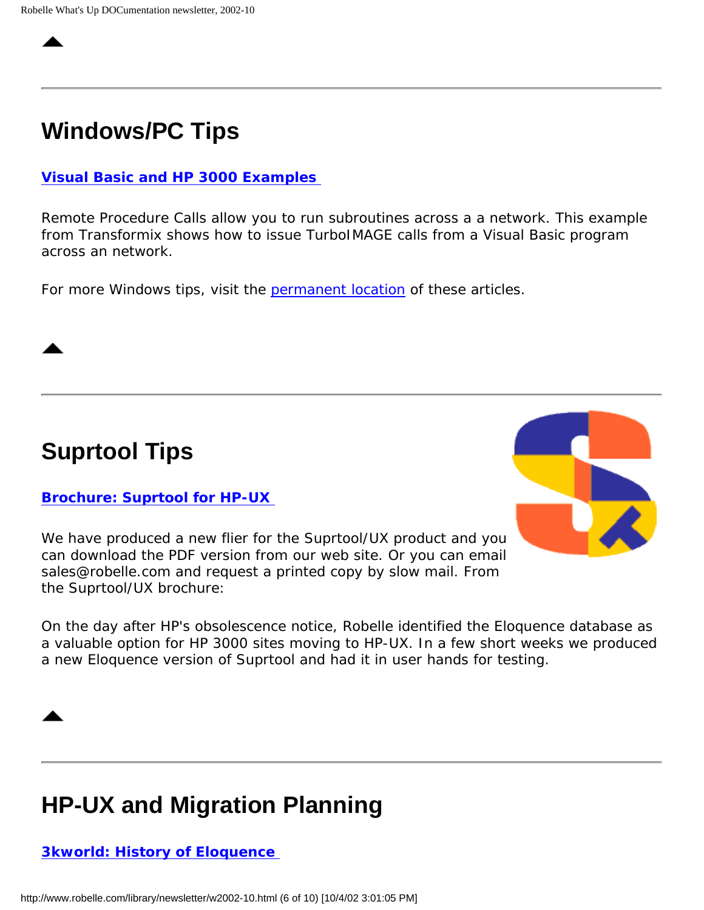## Windows/PC Tips

**Visual Basic and HP 3000 Examples**

Remote Procedure Calls allow you to run subroutines across a a network. This example from Transformix shows how to issue TurboIMAGE calls from a Visual Basic program across an network.

For more Windows tips, visit the permanent location of these articles.

## Suprtool Tips

**Brochure: Suprtool for HP-UX**

We have produced a new flier for the Suprtool/UX product and you can download the PDF version from our web site. Or you can email sales@robelle.com and request a printed copy by slow mail. From the Suprtool/UX brochure:

On the day after HP's obsolescence notice, Robelle identified the Eloquence database as a valuable option for HP 3000 sites moving to HP-UX. In a few short weeks we produced a new Eloquence version of Suprtool and had it in user hands for testing.

## HP-UX and Migration Planning

**3kworld: History of Eloquence**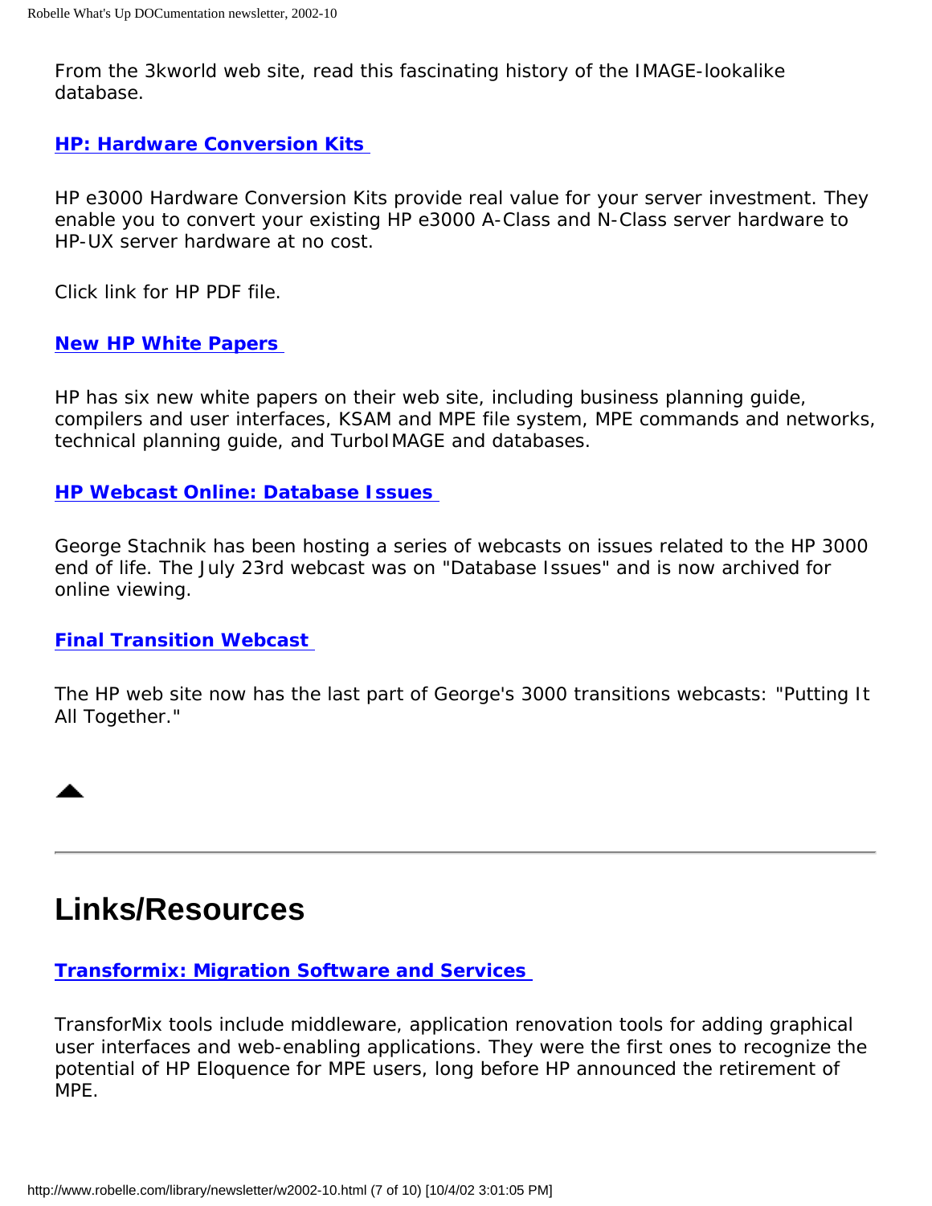From the 3kworld web site, read this fascinating history of the IMAGE-lookalike database.

**HP: Hardware Conversion Kits**

HP e3000 Hardware Conversion Kits provide real value for your server investment. They enable you to convert your existing HP e3000 A-Class and N-Class server hardware to HP-UX server hardware at no cost.

Click link for HP PDF file.

**New HP White Papers**

HP has six new white papers on their web site, including business planning guide, compilers and user interfaces, KSAM and MPE file system, MPE commands and networks, technical planning guide, and TurboIMAGE and databases.

**HP Webcast Online: Database Issues**

George Stachnik has been hosting a series of webcasts on issues related to the HP 3000 end of life. The July 23rd webcast was on "Database Issues" and is now archived for online viewing.

**Final Transition Webcast**

The HP web site now has the last part of George's 3000 transitions webcasts: "Putting It All Together."

---

# Links/Resources

**Transformix: Migration Software and Services**

TransforMix tools include middleware, application renovation tools for adding graphical user interfaces and web-enabling applications. They were the first ones to recognize the potential of HP Eloquence for MPE users, long before HP announced the retirement of MPE.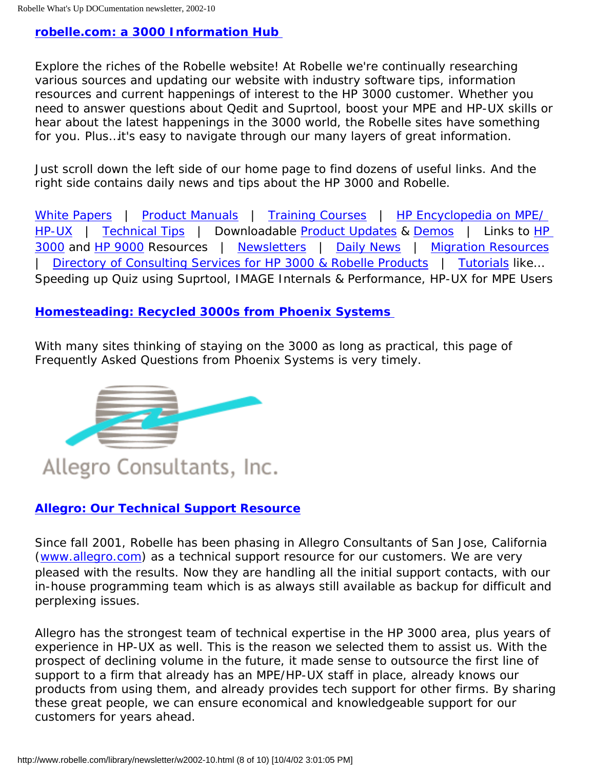## robelle.com: a 3000 Information Hub

Explore the riches of the Robelle website! At Robelle we're continually researching various sources and updating our website with industry software tips, information resources and current happenings of interest to the HP 3000 customer. Whether you need to answer questions about Qedit and Suprtool, boost your MPE and HP-UX skills or hear about the latest happenings in the 3000 world, the Robelle sites have something for you. Plus...it's easy to navigate through our many layers of great information.

Just scroll down the left side of our home page to find dozens of useful links. And the right side contains daily news and tips about the HP 3000 and Robelle.

White Papers | Product Manuals | Training Courses | HP Encyclopedia on MPE/ HP-UX | Technical Tips | Downloadable Product Updates & Demos | Links to HP 3000 and HP 9000 Resources | Newsletters | Daily News | Migration Resources | Directory of Consulting Services for HP 3000 & Robelle Products | Tutorials like... Speeding up Quiz using Suprtool, IMAGE Internals & Performance, HP-UX for MPE Users

## Homesteading: Recycled 3000s from Phoenix Systems

With many sites thinking of staying on the 3000 as long as practical, this page of Frequently Asked Questions from Phoenix Systems is very timely.

Allegro Consultants, Inc.

## Allegro: Our Technical Support Resource

Since fall 2001, Robelle has been phasing in Allegro Consultants of San Jose, California (www.allegro.com) as a technical support resource for our customers. We are very pleased with the results. Now they are handling all the initial support contacts, with our in-house programming team which is as always still available as backup for difficult and perplexing issues.

Allegro has the strongest team of technical expertise in the HP 3000 area, plus years of experience in HP-UX as well. This is the reason we selected them to assist us. With the prospect of declining volume in the future, it made sense to outsource the first line of support to a firm that already has an MPE/HP-UX staff in place, already knows our products from using them, and already provides tech support for other firms. By sharing these great people, we can ensure economical and knowledgeable support for our customers for years ahead.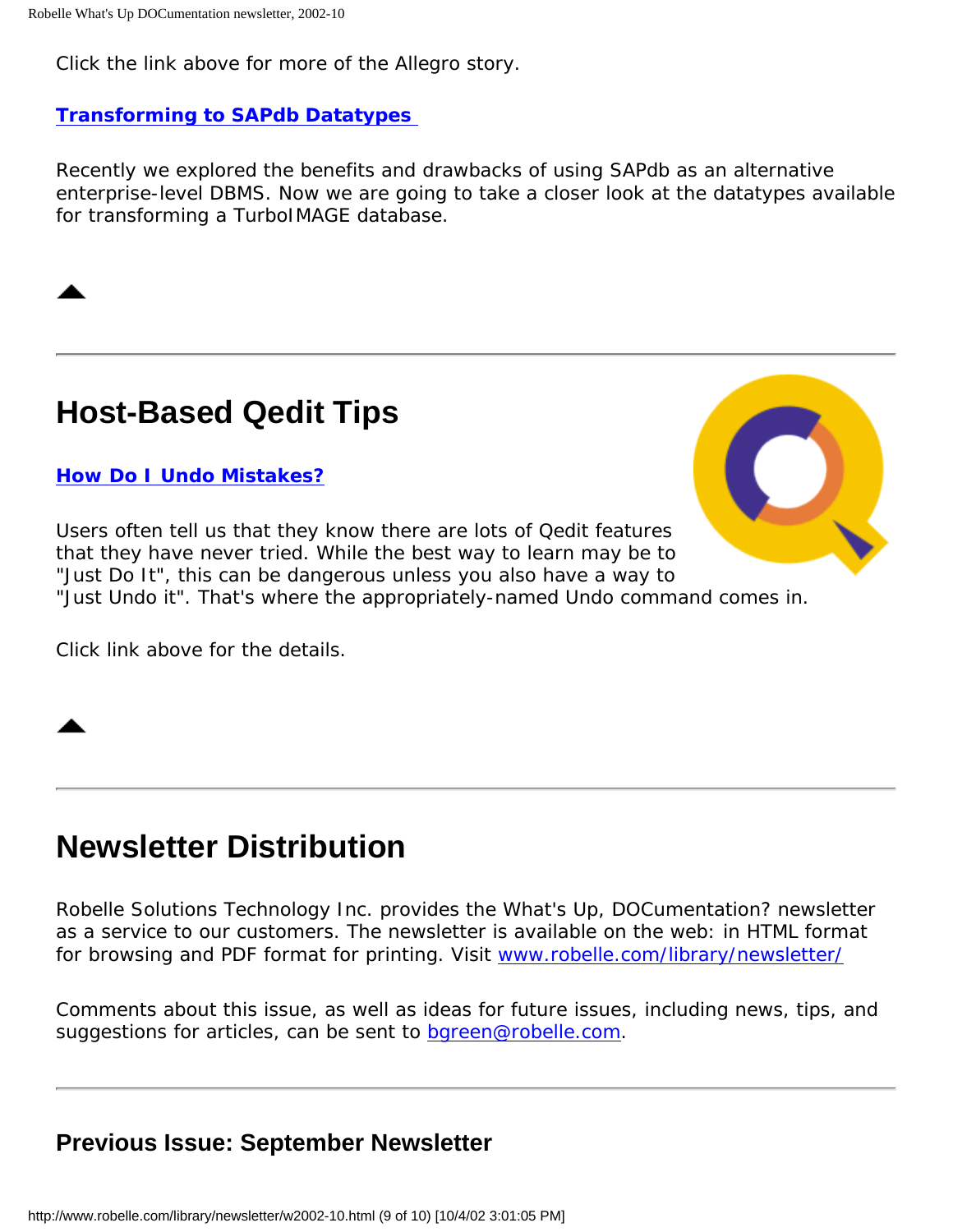Click the link above for more of the Allegro story.

**Transforming to SAPdb Datatypes**

Recently we explored the benefits and drawbacks of using SAPdb as an alternative enterprise-level DBMS. Now we are going to take a closer look at the datatypes available for transforming a TurboIMAGE database.

---

## Host-Based Qedit Tips

**How Do I Undo Mistakes?**

Users often tell us that they know there are lots of Qedit features that they have never tried. While the best way to learn may be to "Just Do It", this can be dangerous unless you also have a way to "Just Undo it". That's where the appropriately-named Undo command comes in.

Click link above for the details.

---

## Newsletter Distribution

Robelle Solutions Technology Inc. provides the What's Up, DOCumentation? newsletter as a service to our customers. The newsletter is available on the web: in HTML format for browsing and PDF format for printing. Visit www.robelle.com/library/newsletter/

Comments about this issue, as well as ideas for future issues, including news, tips, and suggestions for articles, can be sent to bgreen@robelle.com.

---

### Previous Issue: September Newsletter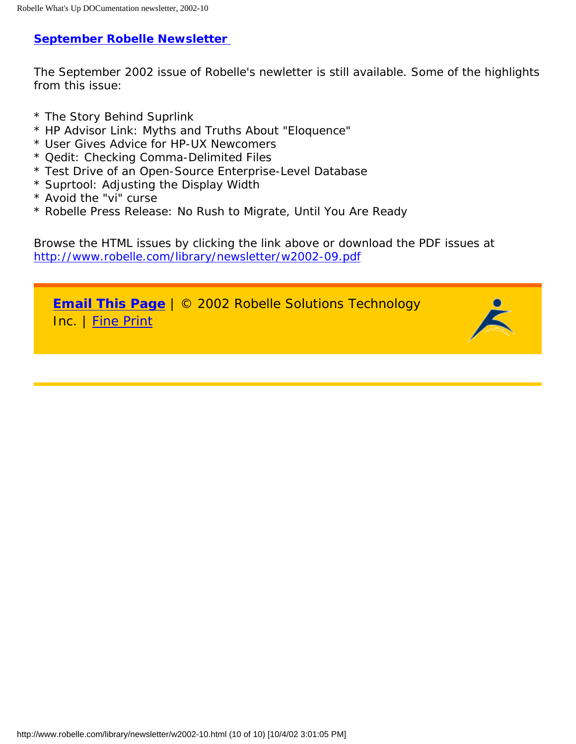## September Robelle Newsletter

The September 2002 issue of Robelle's newletter is still available. Some of the highlights from this issue:

* The Story Behind Suprlink
* HP Advisor Link: Myths and Truths About "Eloquence"
* User Gives Advice for HP-UX Newcomers
* Qedit: Checking Comma-Delimited Files
* Test Drive of an Open-Source Enterprise-Level Database
* Suprtool: Adjusting the Display Width
* Avoid the "vi" curse
* Robelle Press Release: No Rush to Migrate, Until You Are Ready

Browse the HTML issues by clicking the link above or download the PDF issues at http://www.robelle.com/library/newsletter/w2002-09.pdf

**Email This Page** | © 2002 Robelle Solutions Technology Inc. | Fine Print